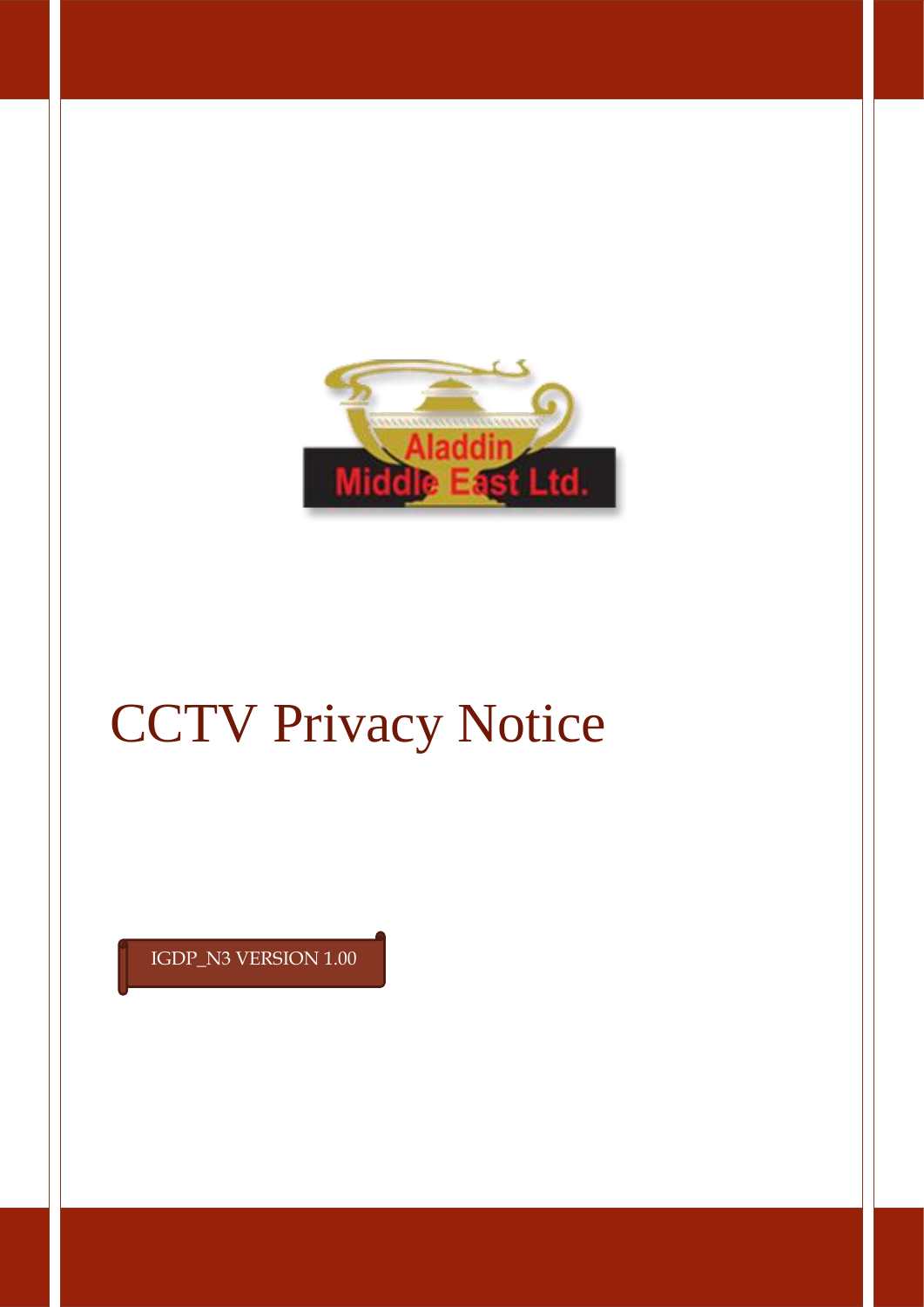Aladdin Middle East Ltd.

# CCTV Privacy Notice

IGDP_N3 VERSION 1.00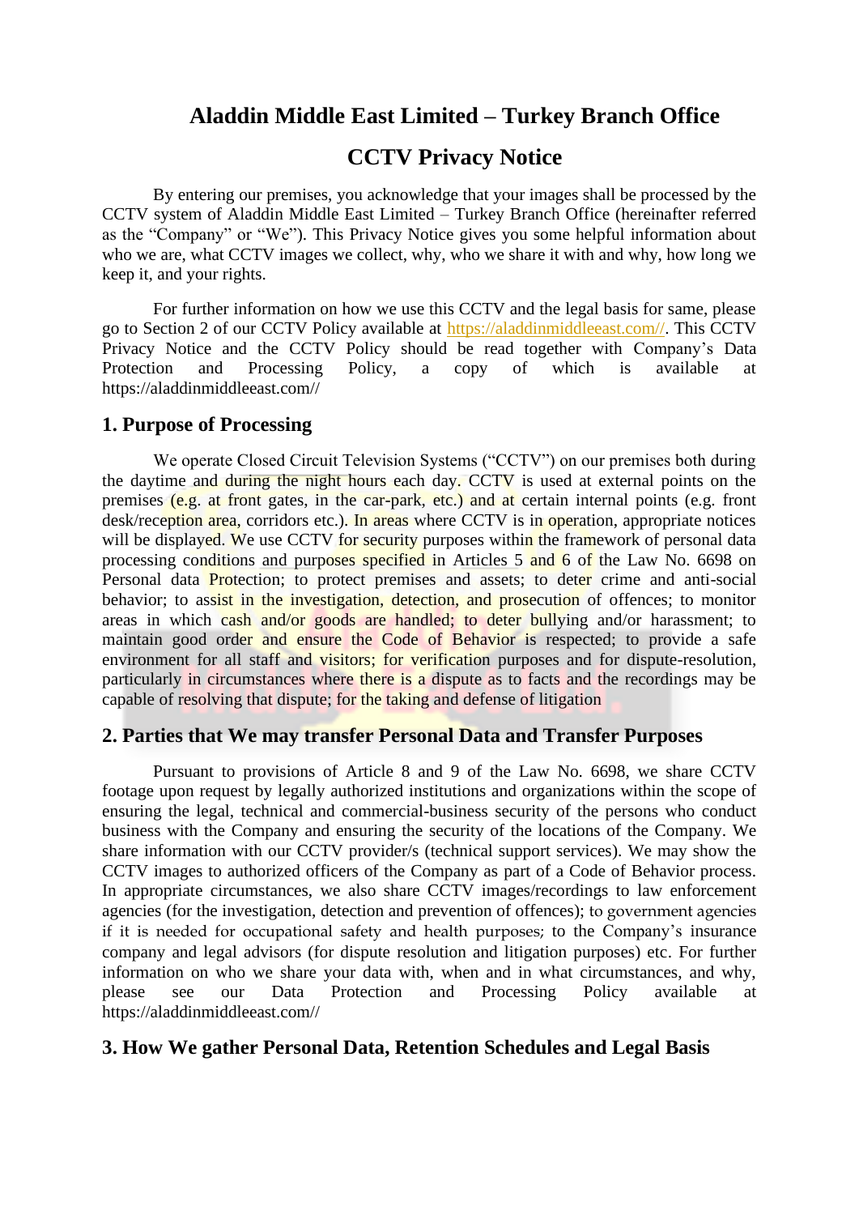# Aladdin Middle East Limited – Turkey Branch Office

# CCTV Privacy Notice

By entering our premises, you acknowledge that your images shall be processed by the CCTV system of Aladdin Middle East Limited – Turkey Branch Office (hereinafter referred as the "Company" or "We"). This Privacy Notice gives you some helpful information about who we are, what CCTV images we collect, why, who we share it with and why, how long we keep it, and your rights.

For further information on how we use this CCTV and the legal basis for same, please go to Section 2 of our CCTV Policy available at https://aladdinmiddleeast.com//. This CCTV Privacy Notice and the CCTV Policy should be read together with Company's Data Protection and Processing Policy, a copy of which is available at https://aladdinmiddleeast.com//

## 1. Purpose of Processing

We operate Closed Circuit Television Systems ("CCTV") on our premises both during the daytime and during the night hours each day. CCTV is used at external points on the premises (e.g. at front gates, in the car-park, etc.) and at certain internal points (e.g. front desk/reception area, corridors etc.). In areas where CCTV is in operation, appropriate notices will be displayed. We use CCTV for security purposes within the framework of personal data processing conditions and purposes specified in Articles 5 and 6 of the Law No. 6698 on Personal data Protection; to protect premises and assets; to deter crime and anti-social behavior; to assist in the investigation, detection, and prosecution of offences; to monitor areas in which cash and/or goods are handled; to deter bullying and/or harassment; to maintain good order and ensure the Code of Behavior is respected; to provide a safe environment for all staff and visitors; for verification purposes and for dispute-resolution, particularly in circumstances where there is a dispute as to facts and the recordings may be capable of resolving that dispute; for the taking and defense of litigation

## 2. Parties that We may transfer Personal Data and Transfer Purposes

Pursuant to provisions of Article 8 and 9 of the Law No. 6698, we share CCTV footage upon request by legally authorized institutions and organizations within the scope of ensuring the legal, technical and commercial-business security of the persons who conduct business with the Company and ensuring the security of the locations of the Company. We share information with our CCTV provider/s (technical support services). We may show the CCTV images to authorized officers of the Company as part of a Code of Behavior process. In appropriate circumstances, we also share CCTV images/recordings to law enforcement agencies (for the investigation, detection and prevention of offences); to government agencies if it is needed for occupational safety and health purposes; to the Company's insurance company and legal advisors (for dispute resolution and litigation purposes) etc. For further information on who we share your data with, when and in what circumstances, and why, please see our Data Protection and Processing Policy available at https://aladdinmiddleeast.com//

## 3. How We gather Personal Data, Retention Schedules and Legal Basis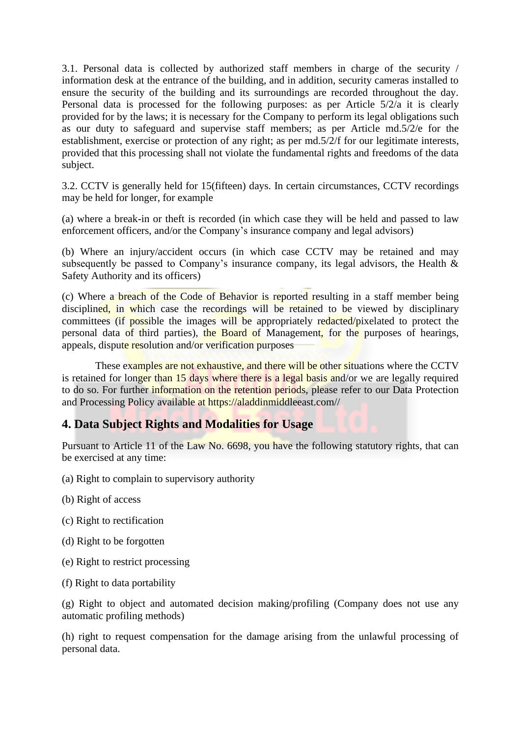3.1. Personal data is collected by authorized staff members in charge of the security / information desk at the entrance of the building, and in addition, security cameras installed to ensure the security of the building and its surroundings are recorded throughout the day. Personal data is processed for the following purposes: as per Article 5/2/a it is clearly provided for by the laws; it is necessary for the Company to perform its legal obligations such as our duty to safeguard and supervise staff members; as per Article md.5/2/e for the establishment, exercise or protection of any right; as per md.5/2/f for our legitimate interests, provided that this processing shall not violate the fundamental rights and freedoms of the data subject.

3.2. CCTV is generally held for 15(fifteen) days. In certain circumstances, CCTV recordings may be held for longer, for example

(a) where a break-in or theft is recorded (in which case they will be held and passed to law enforcement officers, and/or the Company's insurance company and legal advisors)

(b) Where an injury/accident occurs (in which case CCTV may be retained and may subsequently be passed to Company's insurance company, its legal advisors, the Health & Safety Authority and its officers)

(c) Where a breach of the Code of Behavior is reported resulting in a staff member being disciplined, in which case the recordings will be retained to be viewed by disciplinary committees (if possible the images will be appropriately redacted/pixelated to protect the personal data of third parties), the Board of Management, for the purposes of hearings, appeals, dispute resolution and/or verification purposes

These examples are not exhaustive, and there will be other situations where the CCTV is retained for longer than 15 days where there is a legal basis and/or we are legally required to do so. For further information on the retention periods, please refer to our Data Protection and Processing Policy available at https://aladdinmiddleeast.com//

## 4. Data Subject Rights and Modalities for Usage

Pursuant to Article 11 of the Law No. 6698, you have the following statutory rights, that can be exercised at any time:

(a) Right to complain to supervisory authority

(b) Right of access

(c) Right to rectification

(d) Right to be forgotten

(e) Right to restrict processing

(f) Right to data portability

(g) Right to object and automated decision making/profiling (Company does not use any automatic profiling methods)

(h) right to request compensation for the damage arising from the unlawful processing of personal data.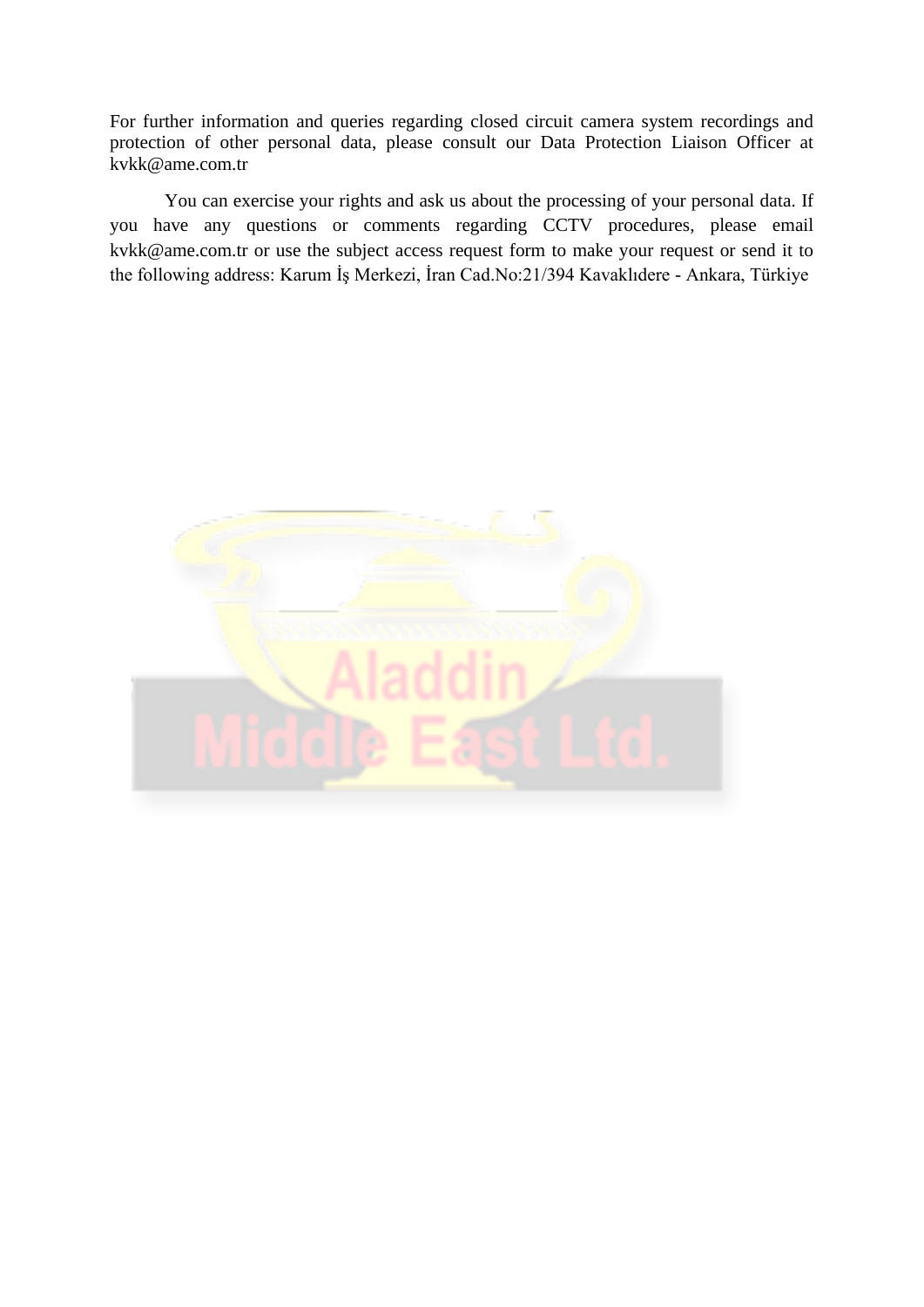For further information and queries regarding closed circuit camera system recordings and protection of other personal data, please consult our Data Protection Liaison Officer at kvkk@ame.com.tr

You can exercise your rights and ask us about the processing of your personal data. If you have any questions or comments regarding CCTV procedures, please email kvkk@ame.com.tr or use the subject access request form to make your request or send it to the following address: Karum İş Merkezi, İran Cad.No:21/394 Kavaklıdere - Ankara, Türkiye